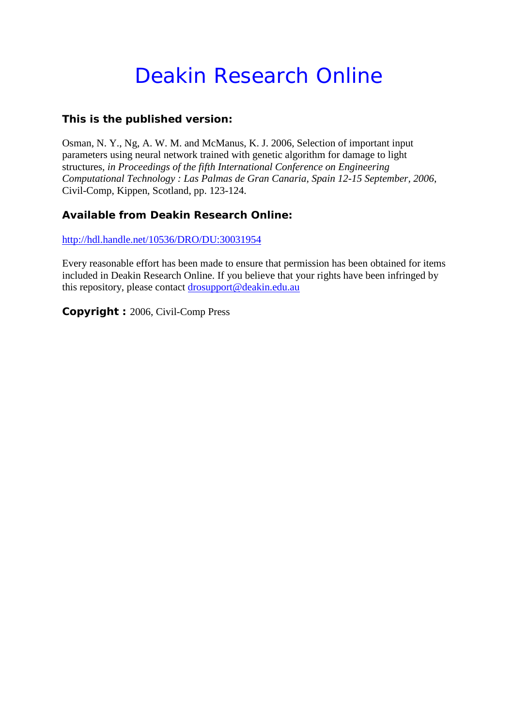# Deakin Research Online

### This is the published version:

Osman, N. Y., Ng, A. W. M. and McManus, K. J. 2006, Selection of important input parameters using neural network trained with genetic algorithm for damage to light structures, *in Proceedings of the fifth International Conference on Engineering Computational Technology : Las Palmas de Gran Canaria, Spain 12-15 September, 2006*, Civil-Comp, Kippen, Scotland, pp. 123-124.

### Available from Deakin Research Online:

http://hdl.handle.net/10536/DRO/DU:30031954

Every reasonable effort has been made to ensure that permission has been obtained for items included in Deakin Research Online. If you believe that your rights have been infringed by this repository, please contact drosupport@deakin.edu.au

**Copyright :** 2006, Civil-Comp Press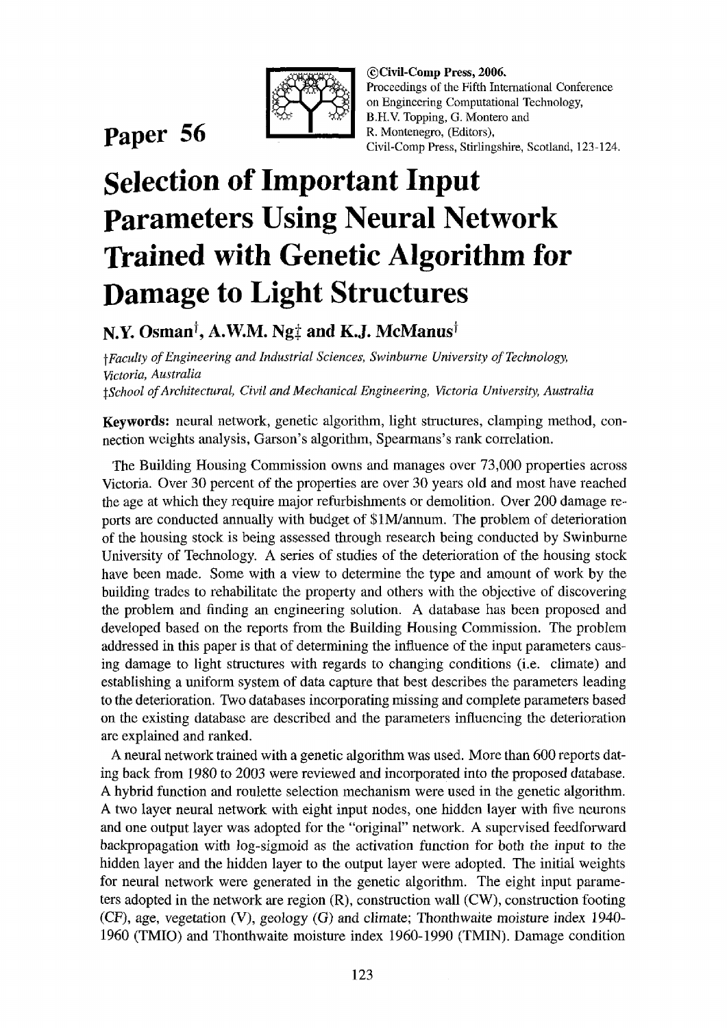©Civil-Comp Press, 2006.
Proceedings of the Fifth International Conference on Engineering Computational Technology, B.H.V. Topping, G. Montero and R. Montenegro, (Editors), Civil-Comp Press, Stirlingshire, Scotland, 123-124.

**Paper 56**

# Selection of Important Input Parameters Using Neural Network Trained with Genetic Algorithm for Damage to Light Structures

**N.Y. Osman[†], A.W.M. Ng[‡] and K.J. McManus[†]**

*[†]Faculty of Engineering and Industrial Sciences, Swinburne University of Technology, Victoria, Australia*
*[‡]School of Architectural, Civil and Mechanical Engineering, Victoria University, Australia*

**Keywords:** neural network, genetic algorithm, light structures, clamping method, connection weights analysis, Garson's algorithm, Spearmans's rank correlation.

The Building Housing Commission owns and manages over 73,000 properties across Victoria. Over 30 percent of the properties are over 30 years old and most have reached the age at which they require major refurbishments or demolition. Over 200 damage reports are conducted annually with budget of \$1M/annum. The problem of deterioration of the housing stock is being assessed through research being conducted by Swinburne University of Technology. A series of studies of the deterioration of the housing stock have been made. Some with a view to determine the type and amount of work by the building trades to rehabilitate the property and others with the objective of discovering the problem and finding an engineering solution. A database has been proposed and developed based on the reports from the Building Housing Commission. The problem addressed in this paper is that of determining the influence of the input parameters causing damage to light structures with regards to changing conditions (i.e. climate) and establishing a uniform system of data capture that best describes the parameters leading to the deterioration. Two databases incorporating missing and complete parameters based on the existing database are described and the parameters influencing the deterioration are explained and ranked.

A neural network trained with a genetic algorithm was used. More than 600 reports dating back from 1980 to 2003 were reviewed and incorporated into the proposed database. A hybrid function and roulette selection mechanism were used in the genetic algorithm. A two layer neural network with eight input nodes, one hidden layer with five neurons and one output layer was adopted for the "original" network. A supervised feedforward backpropagation with log-sigmoid as the activation function for both the input to the hidden layer and the hidden layer to the output layer were adopted. The initial weights for neural network were generated in the genetic algorithm. The eight input parameters adopted in the network are region (R), construction wall (CW), construction footing (CF), age, vegetation (V), geology (G) and climate; Thonthwaite moisture index 1940-1960 (TMIO) and Thonthwaite moisture index 1960-1990 (TMIN). Damage condition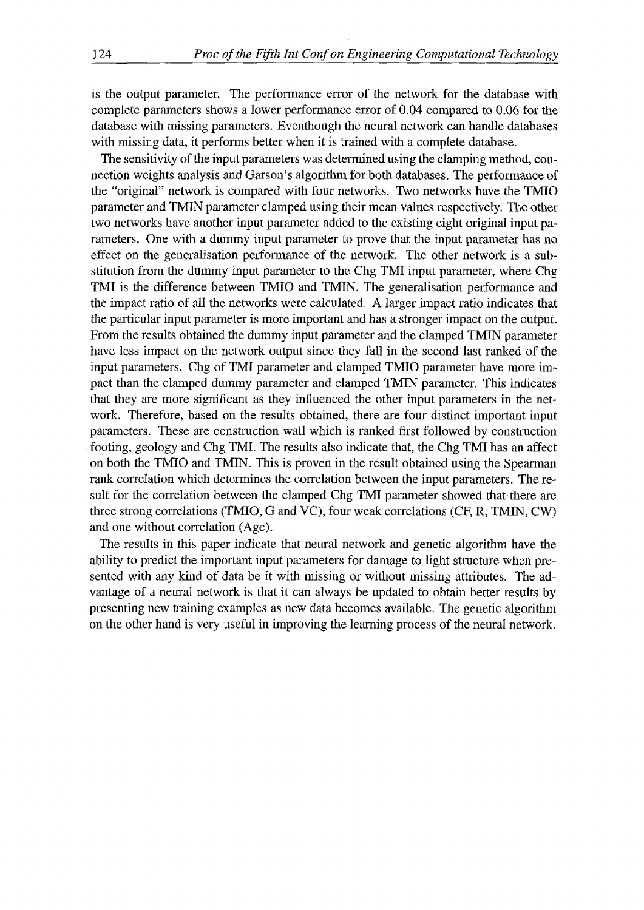is the output parameter. The performance error of the network for the database with complete parameters shows a lower performance error of 0.04 compared to 0.06 for the database with missing parameters. Eventhough the neural network can handle databases with missing data, it performs better when it is trained with a complete database.

The sensitivity of the input parameters was determined using the clamping method, connection weights analysis and Garson's algorithm for both databases. The performance of the "original" network is compared with four networks. Two networks have the TMIO parameter and TMIN parameter clamped using their mean values respectively. The other two networks have another input parameter added to the existing eight original input parameters. One with a dummy input parameter to prove that the input parameter has no effect on the generalisation performance of the network. The other network is a substitution from the dummy input parameter to the Chg TMI input parameter, where Chg TMI is the difference between TMIO and TMIN. The generalisation performance and the impact ratio of all the networks were calculated. A larger impact ratio indicates that the particular input parameter is more important and has a stronger impact on the output. From the results obtained the dummy input parameter and the clamped TMIN parameter have less impact on the network output since they fall in the second last ranked of the input parameters. Chg of TMI parameter and clamped TMIO parameter have more impact than the clamped dummy parameter and clamped TMIN parameter. This indicates that they are more significant as they influenced the other input parameters in the network. Therefore, based on the results obtained, there are four distinct important input parameters. These are construction wall which is ranked first followed by construction footing, geology and Chg TMI. The results also indicate that, the Chg TMI has an affect on both the TMIO and TMIN. This is proven in the result obtained using the Spearman rank correlation which determines the correlation between the input parameters. The result for the correlation between the clamped Chg TMI parameter showed that there are three strong correlations (TMIO, G and VC), four weak correlations (CF, R, TMIN, CW) and one without correlation (Age).

The results in this paper indicate that neural network and genetic algorithm have the ability to predict the important input parameters for damage to light structure when presented with any kind of data be it with missing or without missing attributes. The advantage of a neural network is that it can always be updated to obtain better results by presenting new training examples as new data becomes available. The genetic algorithm on the other hand is very useful in improving the learning process of the neural network.